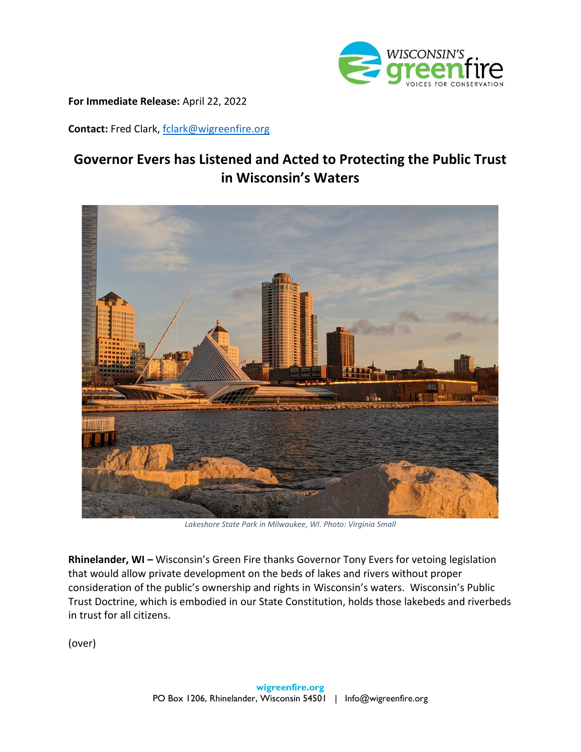**For Immediate Release:** April 22, 2022

**Contact:** Fred Clark, fclark@wigreenfire.org

# Governor Evers has Listened and Acted to Protecting the Public Trust in Wisconsin's Waters

*Lakeshore State Park in Milwaukee, WI. Photo: Virginia Small*

**Rhinelander, WI –** Wisconsin's Green Fire thanks Governor Tony Evers for vetoing legislation that would allow private development on the beds of lakes and rivers without proper consideration of the public's ownership and rights in Wisconsin's waters. Wisconsin's Public Trust Doctrine, which is embodied in our State Constitution, holds those lakebeds and riverbeds in trust for all citizens.

(over)

**wigreenfire.org**
PO Box 1206, Rhinelander, Wisconsin 54501 | Info@wigreenfire.org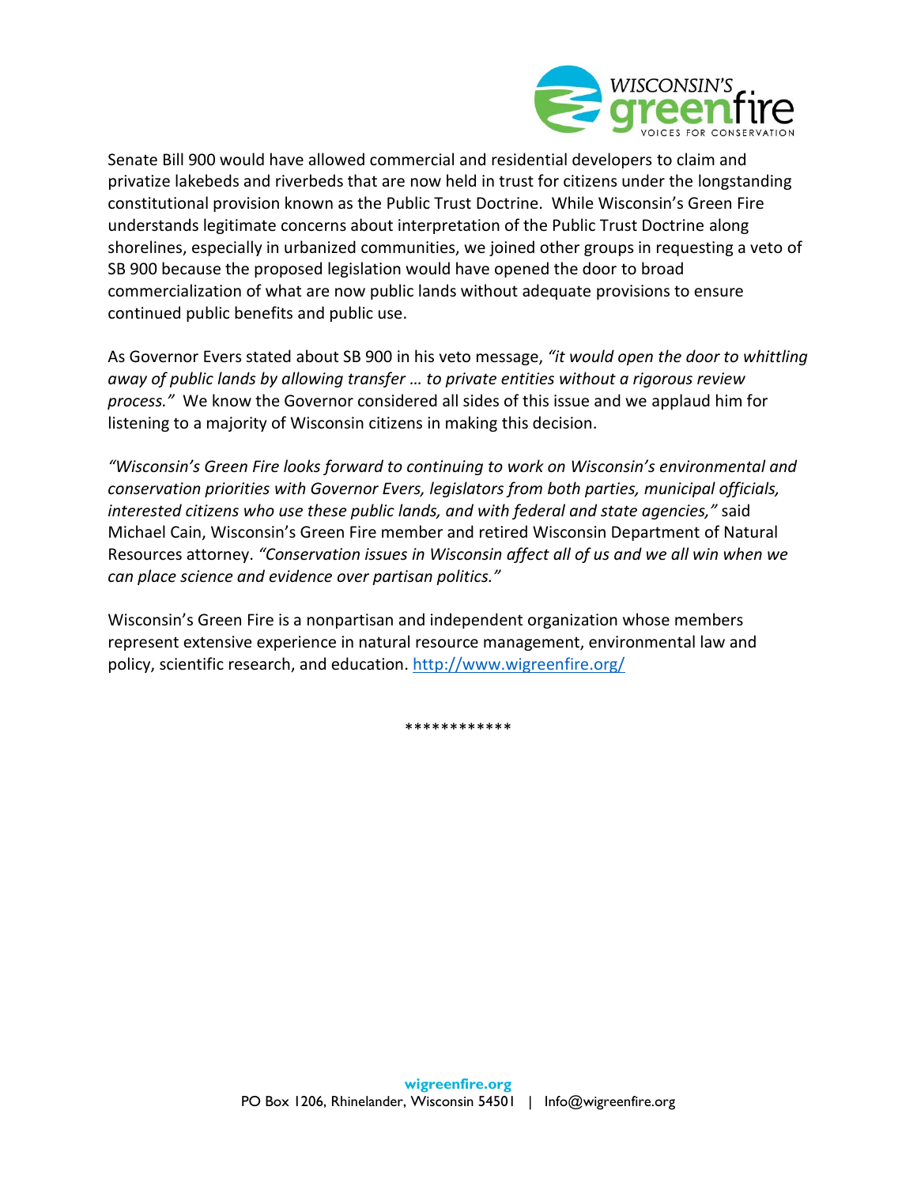Senate Bill 900 would have allowed commercial and residential developers to claim and privatize lakebeds and riverbeds that are now held in trust for citizens under the longstanding constitutional provision known as the Public Trust Doctrine. While Wisconsin's Green Fire understands legitimate concerns about interpretation of the Public Trust Doctrine along shorelines, especially in urbanized communities, we joined other groups in requesting a veto of SB 900 because the proposed legislation would have opened the door to broad commercialization of what are now public lands without adequate provisions to ensure continued public benefits and public use.

As Governor Evers stated about SB 900 in his veto message, *"it would open the door to whittling away of public lands by allowing transfer … to private entities without a rigorous review process."* We know the Governor considered all sides of this issue and we applaud him for listening to a majority of Wisconsin citizens in making this decision.

*"Wisconsin's Green Fire looks forward to continuing to work on Wisconsin's environmental and conservation priorities with Governor Evers, legislators from both parties, municipal officials, interested citizens who use these public lands, and with federal and state agencies,"* said Michael Cain, Wisconsin's Green Fire member and retired Wisconsin Department of Natural Resources attorney. *"Conservation issues in Wisconsin affect all of us and we all win when we can place science and evidence over partisan politics."*

Wisconsin's Green Fire is a nonpartisan and independent organization whose members represent extensive experience in natural resource management, environmental law and policy, scientific research, and education. [http://www.wigreenfire.org/](http://www.wigreenfire.org/)

************

**wigreenfire.org**
PO Box 1206, Rhinelander, Wisconsin 54501 | Info@wigreenfire.org